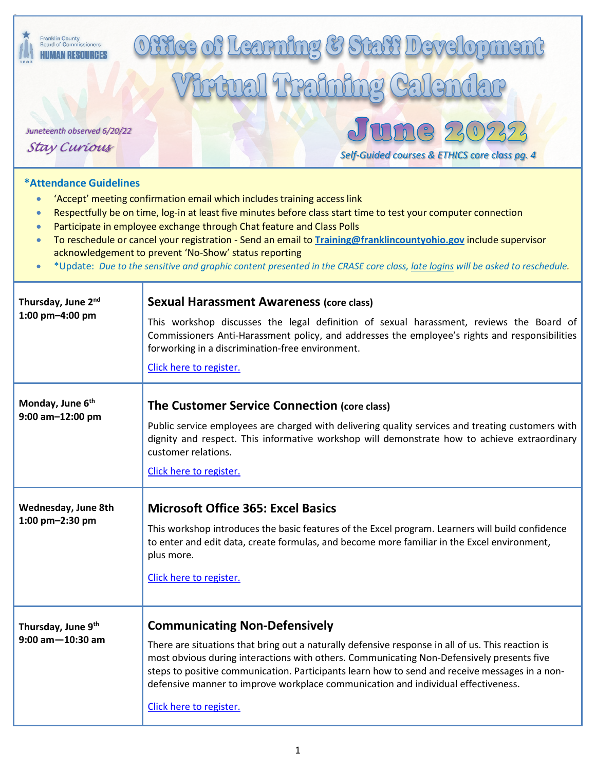Franklin County Board of Commissioners HUMAN RESOURCES

# Office of Learning & Staff Development Virtual Training Calendar

## June 2022

*Juneteenth observed 6/20/22*

*Stay Curious*

*Self-Guided courses & ETHICS core class pg. 4*

**\*Attendance Guidelines**

- 'Accept' meeting confirmation email which includes training access link
- Respectfully be on time, log-in at least five minutes before class start time to test your computer connection
- Participate in employee exchange through Chat feature and Class Polls
- To reschedule or cancel your registration - Send an email to **Training@franklincountyohio.gov** include supervisor acknowledgement to prevent 'No-Show' status reporting
- *Update: *Due to the sensitive and graphic content presented in the CRASE core class, late logins will be asked to reschedule.*

| Date/Time | Class |
|---|---|
| **Thursday, June 2nd** **1:00 pm–4:00 pm** | **Sexual Harassment Awareness (core class)** This workshop discusses the legal definition of sexual harassment, reviews the Board of Commissioners Anti-Harassment policy, and addresses the employee's rights and responsibilities forworking in a discrimination-free environment. Click here to register. |
| **Monday, June 6th** **9:00 am–12:00 pm** | **The Customer Service Connection (core class)** Public service employees are charged with delivering quality services and treating customers with dignity and respect. This informative workshop will demonstrate how to achieve extraordinary customer relations. Click here to register. |
| **Wednesday, June 8th** **1:00 pm–2:30 pm** | **Microsoft Office 365: Excel Basics** This workshop introduces the basic features of the Excel program. Learners will build confidence to enter and edit data, create formulas, and become more familiar in the Excel environment, plus more. Click here to register. |
| **Thursday, June 9th** **9:00 am—10:30 am** | **Communicating Non-Defensively** There are situations that bring out a naturally defensive response in all of us. This reaction is most obvious during interactions with others. Communicating Non-Defensively presents five steps to positive communication. Participants learn how to send and receive messages in a non-defensive manner to improve workplace communication and individual effectiveness. Click here to register. |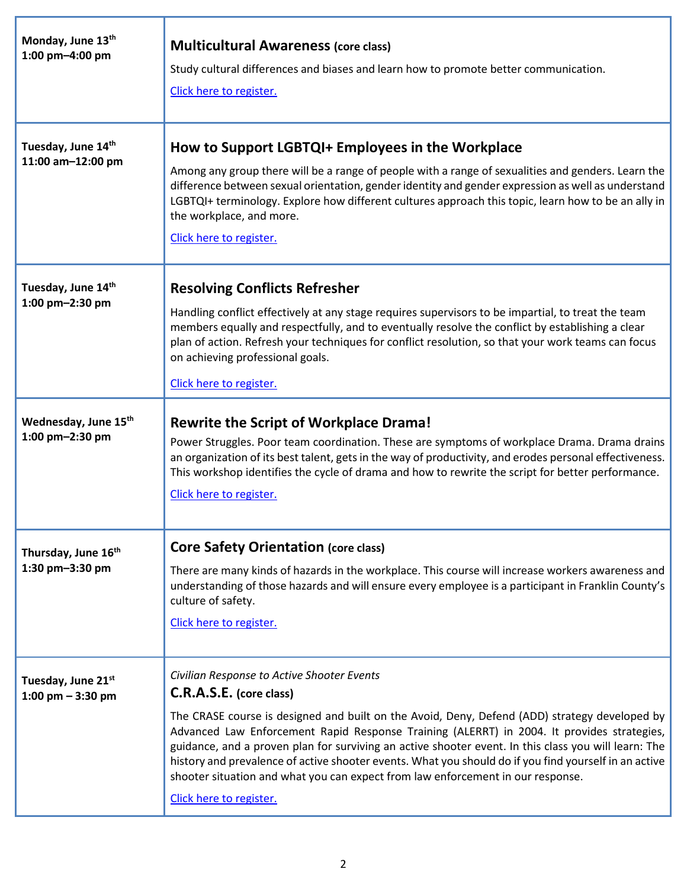| Date/Time | Class |
| --- | --- |
| **Monday, June 13th 1:00 pm–4:00 pm** | **Multicultural Awareness (core class)** Study cultural differences and biases and learn how to promote better communication. Click here to register. |
| **Tuesday, June 14th 11:00 am–12:00 pm** | **How to Support LGBTQI+ Employees in the Workplace** Among any group there will be a range of people with a range of sexualities and genders. Learn the difference between sexual orientation, gender identity and gender expression as well as understand LGBTQI+ terminology. Explore how different cultures approach this topic, learn how to be an ally in the workplace, and more. Click here to register. |
| **Tuesday, June 14th 1:00 pm–2:30 pm** | **Resolving Conflicts Refresher** Handling conflict effectively at any stage requires supervisors to be impartial, to treat the team members equally and respectfully, and to eventually resolve the conflict by establishing a clear plan of action. Refresh your techniques for conflict resolution, so that your work teams can focus on achieving professional goals. Click here to register. |
| **Wednesday, June 15th 1:00 pm–2:30 pm** | **Rewrite the Script of Workplace Drama!** Power Struggles. Poor team coordination. These are symptoms of workplace Drama. Drama drains an organization of its best talent, gets in the way of productivity, and erodes personal effectiveness. This workshop identifies the cycle of drama and how to rewrite the script for better performance. Click here to register. |
| **Thursday, June 16th 1:30 pm–3:30 pm** | **Core Safety Orientation (core class)** There are many kinds of hazards in the workplace. This course will increase workers awareness and understanding of those hazards and will ensure every employee is a participant in Franklin County's culture of safety. Click here to register. |
| **Tuesday, June 21st 1:00 pm – 3:30 pm** | *Civilian Response to Active Shooter Events* **C.R.A.S.E. (core class)** The CRASE course is designed and built on the Avoid, Deny, Defend (ADD) strategy developed by Advanced Law Enforcement Rapid Response Training (ALERRT) in 2004. It provides strategies, guidance, and a proven plan for surviving an active shooter event. In this class you will learn: The history and prevalence of active shooter events. What you should do if you find yourself in an active shooter situation and what you can expect from law enforcement in our response. Click here to register. |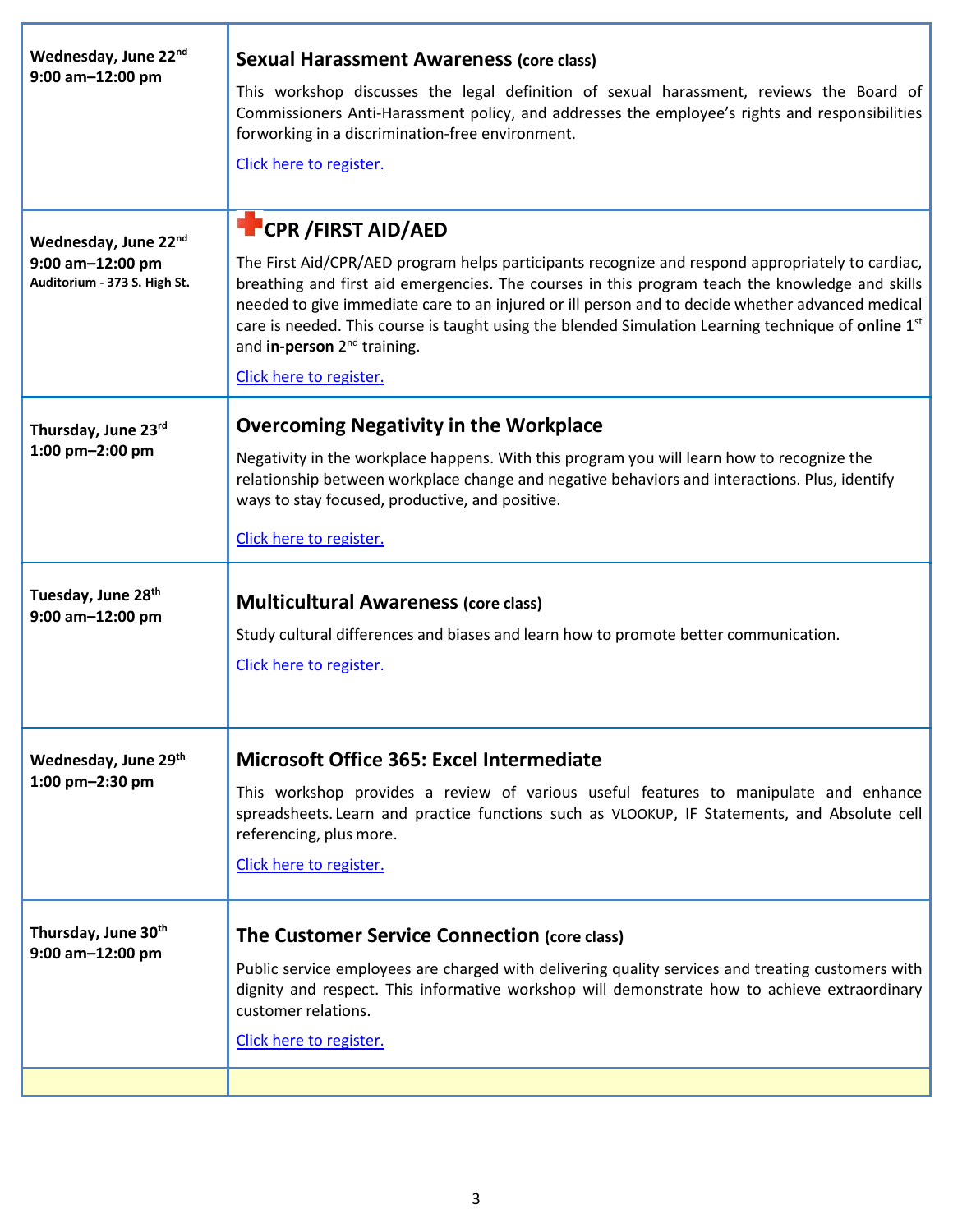| Date/Time | Class |
|---|---|
| **Wednesday, June 22nd**<br>**9:00 am–12:00 pm** | **Sexual Harassment Awareness (core class)**<br><br>This workshop discusses the legal definition of sexual harassment, reviews the Board of Commissioners Anti-Harassment policy, and addresses the employee's rights and responsibilities forworking in a discrimination-free environment.<br><br>Click here to register. |
| **Wednesday, June 22nd**<br>**9:00 am–12:00 pm**<br>**Auditorium - 373 S. High St.** | **CPR /FIRST AID/AED**<br><br>The First Aid/CPR/AED program helps participants recognize and respond appropriately to cardiac, breathing and first aid emergencies. The courses in this program teach the knowledge and skills needed to give immediate care to an injured or ill person and to decide whether advanced medical care is needed. This course is taught using the blended Simulation Learning technique of **online** 1st and **in-person** 2nd training.<br><br>Click here to register. |
| **Thursday, June 23rd**<br>**1:00 pm–2:00 pm** | **Overcoming Negativity in the Workplace**<br><br>Negativity in the workplace happens. With this program you will learn how to recognize the relationship between workplace change and negative behaviors and interactions. Plus, identify ways to stay focused, productive, and positive.<br><br>Click here to register. |
| **Tuesday, June 28th**<br>**9:00 am–12:00 pm** | **Multicultural Awareness (core class)**<br><br>Study cultural differences and biases and learn how to promote better communication.<br><br>Click here to register. |
| **Wednesday, June 29th**<br>**1:00 pm–2:30 pm** | **Microsoft Office 365: Excel Intermediate**<br><br>This workshop provides a review of various useful features to manipulate and enhance spreadsheets. Learn and practice functions such as VLOOKUP, IF Statements, and Absolute cell referencing, plus more.<br><br>Click here to register. |
| **Thursday, June 30th**<br>**9:00 am–12:00 pm** | **The Customer Service Connection (core class)**<br><br>Public service employees are charged with delivering quality services and treating customers with dignity and respect. This informative workshop will demonstrate how to achieve extraordinary customer relations.<br><br>Click here to register. |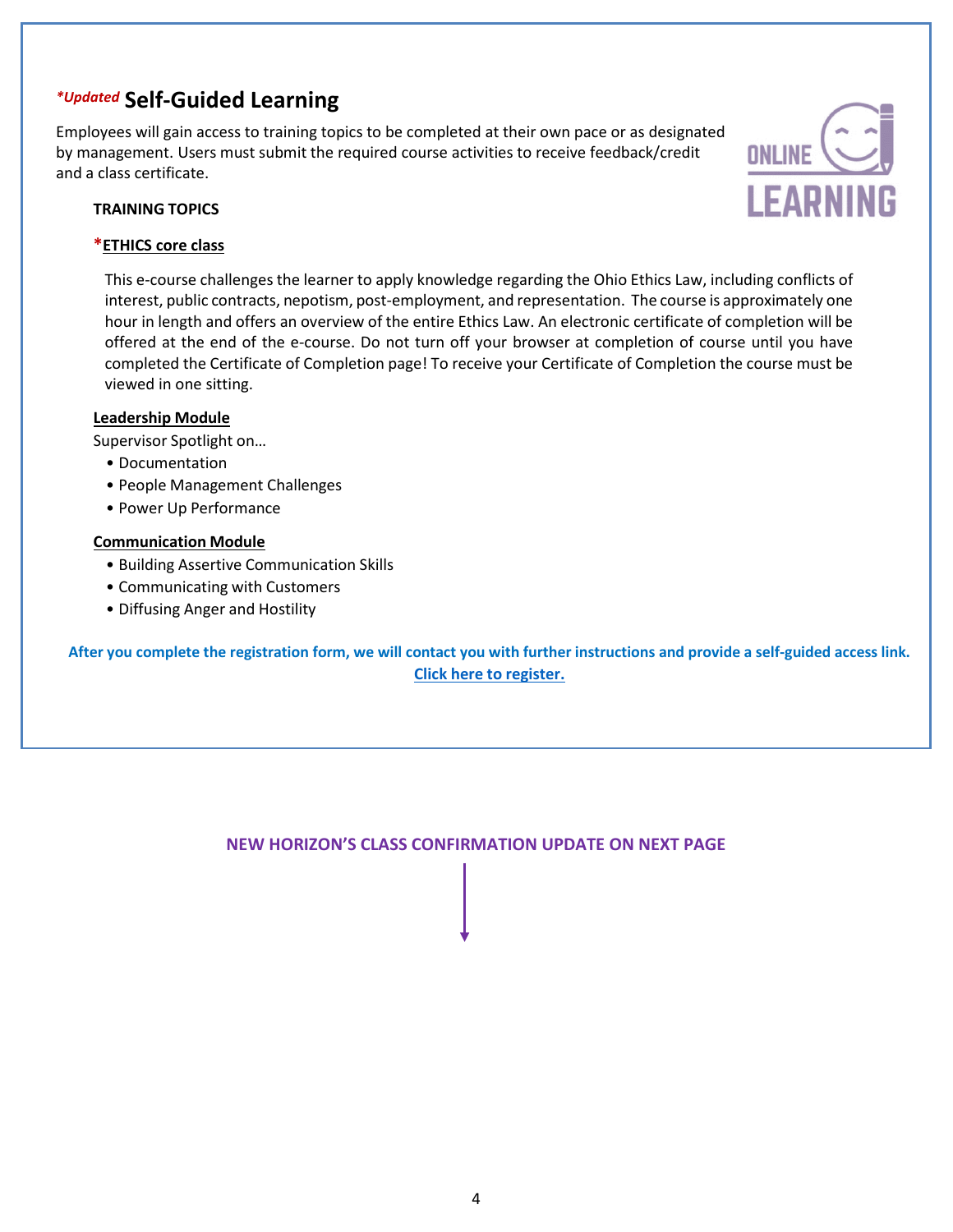## *Updated Self-Guided Learning

Employees will gain access to training topics to be completed at their own pace or as designated by management. Users must submit the required course activities to receive feedback/credit and a class certificate.

**TRAINING TOPICS**

**\*ETHICS core class**

This e-course challenges the learner to apply knowledge regarding the Ohio Ethics Law, including conflicts of interest, public contracts, nepotism, post-employment, and representation. The course is approximately one hour in length and offers an overview of the entire Ethics Law. An electronic certificate of completion will be offered at the end of the e-course. Do not turn off your browser at completion of course until you have completed the Certificate of Completion page! To receive your Certificate of Completion the course must be viewed in one sitting.

**Leadership Module**

Supervisor Spotlight on…

- Documentation
- People Management Challenges
- Power Up Performance

**Communication Module**

- Building Assertive Communication Skills
- Communicating with Customers
- Diffusing Anger and Hostility

**After you complete the registration form, we will contact you with further instructions and provide a self-guided access link.**

**Click here to register.**

**NEW HORIZON'S CLASS CONFIRMATION UPDATE ON NEXT PAGE**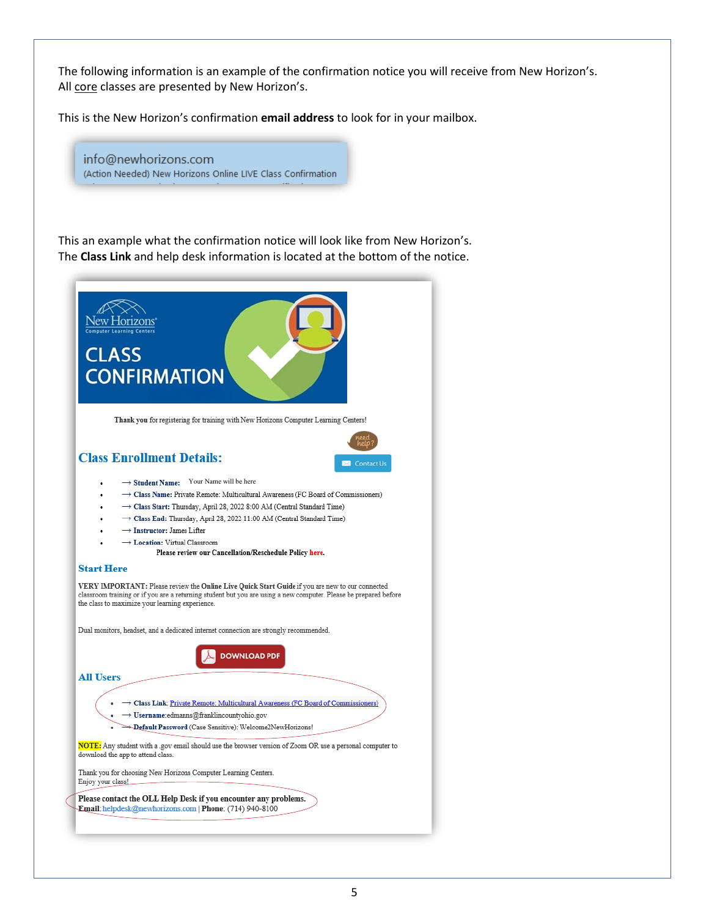The following information is an example of the confirmation notice you will receive from New Horizon's. All core classes are presented by New Horizon's.

This is the New Horizon's confirmation **email address** to look for in your mailbox.

info@newhorizons.com
(Action Needed) New Horizons Online LIVE Class Confirmation

This an example what the confirmation notice will look like from New Horizon's. The **Class Link** and help desk information is located at the bottom of the notice.

New Horizons
Computer Learning Centers

CLASS CONFIRMATION

**Thank you** for registering for training with New Horizons Computer Learning Centers!

need help?

Contact Us

## Class Enrollment Details:

- → **Student Name:** Your Name will be here
- → **Class Name:** Private Remote: Multicultural Awareness (FC Board of Commissioners)
- → **Class Start:** Thursday, April 28, 2022 8:00 AM (Central Standard Time)
- → **Class End:** Thursday, April 28, 2022 11:00 AM (Central Standard Time)
- → **Instructor:** James Lifter
- → **Location:** Virtual Classroom

**Please review our Cancellation/Reschedule Policy here.**

### Start Here

**VERY IMPORTANT:** Please review the **Online Live Quick Start Guide** if you are new to our connected classroom training or if you are a returning student but you are using a new computer. Please be prepared before the class to maximize your learning experience.

Dual monitors, headset, and a dedicated internet connection are strongly recommended.

DOWNLOAD PDF

### All Users

- → **Class Link:** Private Remote: Multicultural Awareness (FC Board of Commissioners)
- → **Username**:edmanns@franklincountyohio.gov
- → **Default Password** (Case Sensitive): Welcome2NewHorizons!

**NOTE:** Any student with a .gov email should use the browser version of Zoom OR use a personal computer to download the app to attend class.

Thank you for choosing New Horizons Computer Learning Centers.
Enjoy your class!

**Please contact the OLL Help Desk if you encounter any problems.**
**Email**: helpdesk@newhorizons.com | **Phone**: (714) 940-8100